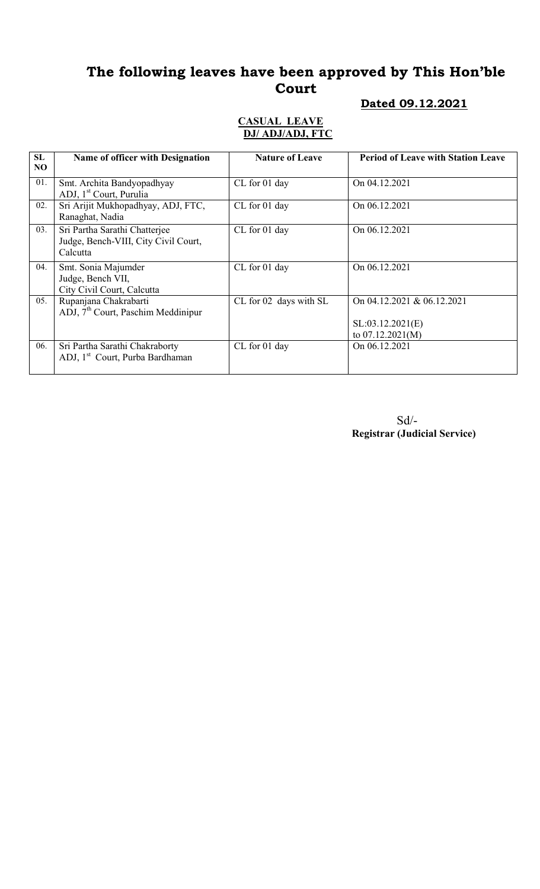# The following leaves have been approved by This Hon'ble Court

**Dated 09.12.2021**

**CASUAL LEAVE**
**DJ/ ADJ/ADJ, FTC**

| SL NO | Name of officer with Designation | Nature of Leave | Period of Leave with Station Leave |
|---|---|---|---|
| 01. | Smt. Archita Bandyopadhyay ADJ, 1st Court, Purulia | CL for 01 day | On 04.12.2021 |
| 02. | Sri Arijit Mukhopadhyay, ADJ, FTC, Ranaghat, Nadia | CL for 01 day | On 06.12.2021 |
| 03. | Sri Partha Sarathi Chatterjee Judge, Bench-VIII, City Civil Court, Calcutta | CL for 01 day | On 06.12.2021 |
| 04. | Smt. Sonia Majumder Judge, Bench VII, City Civil Court, Calcutta | CL for 01 day | On 06.12.2021 |
| 05. | Rupanjana Chakrabarti ADJ, 7th Court, Paschim Meddinipur | CL for 02 days with SL | On 04.12.2021 & 06.12.2021 SL:03.12.2021(E) to 07.12.2021(M) |
| 06. | Sri Partha Sarathi Chakraborty ADJ, 1st Court, Purba Bardhaman | CL for 01 day | On 06.12.2021 |

Sd/-
**Registrar (Judicial Service)**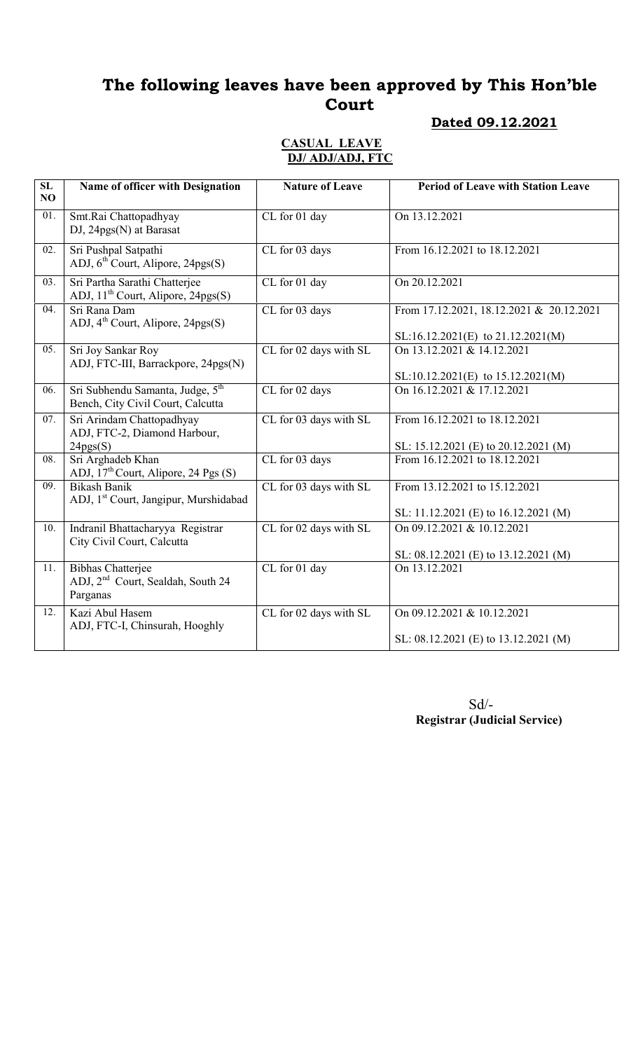# The following leaves have been approved by This Hon'ble Court

**Dated 09.12.2021**

**CASUAL LEAVE**
**DJ/ ADJ/ADJ, FTC**

| SL NO | Name of officer with Designation | Nature of Leave | Period of Leave with Station Leave |
|---|---|---|---|
| 01. | Smt.Rai Chattopadhyay DJ, 24pgs(N) at Barasat | CL for 01 day | On 13.12.2021 |
| 02. | Sri Pushpal Satpathi ADJ, 6th Court, Alipore, 24pgs(S) | CL for 03 days | From 16.12.2021 to 18.12.2021 |
| 03. | Sri Partha Sarathi Chatterjee ADJ, 11th Court, Alipore, 24pgs(S) | CL for 01 day | On 20.12.2021 |
| 04. | Sri Rana Dam ADJ, 4th Court, Alipore, 24pgs(S) | CL for 03 days | From 17.12.2021, 18.12.2021 & 20.12.2021<br><br>SL:16.12.2021(E) to 21.12.2021(M) |
| 05. | Sri Joy Sankar Roy ADJ, FTC-III, Barrackpore, 24pgs(N) | CL for 02 days with SL | On 13.12.2021 & 14.12.2021<br><br>SL:10.12.2021(E) to 15.12.2021(M) |
| 06. | Sri Subhendu Samanta, Judge, 5th Bench, City Civil Court, Calcutta | CL for 02 days | On 16.12.2021 & 17.12.2021 |
| 07. | Sri Arindam Chattopadhyay ADJ, FTC-2, Diamond Harbour, 24pgs(S) | CL for 03 days with SL | From 16.12.2021 to 18.12.2021<br><br>SL: 15.12.2021 (E) to 20.12.2021 (M) |
| 08. | Sri Arghadeb Khan ADJ, 17th Court, Alipore, 24 Pgs (S) | CL for 03 days | From 16.12.2021 to 18.12.2021 |
| 09. | Bikash Banik ADJ, 1st Court, Jangipur, Murshidabad | CL for 03 days with SL | From 13.12.2021 to 15.12.2021<br><br>SL: 11.12.2021 (E) to 16.12.2021 (M) |
| 10. | Indranil Bhattacharyya Registrar City Civil Court, Calcutta | CL for 02 days with SL | On 09.12.2021 & 10.12.2021<br><br>SL: 08.12.2021 (E) to 13.12.2021 (M) |
| 11. | Bibhas Chatterjee ADJ, 2nd Court, Sealdah, South 24 Parganas | CL for 01 day | On 13.12.2021 |
| 12. | Kazi Abul Hasem ADJ, FTC-I, Chinsurah, Hooghly | CL for 02 days with SL | On 09.12.2021 & 10.12.2021<br><br>SL: 08.12.2021 (E) to 13.12.2021 (M) |

Sd/-
**Registrar (Judicial Service)**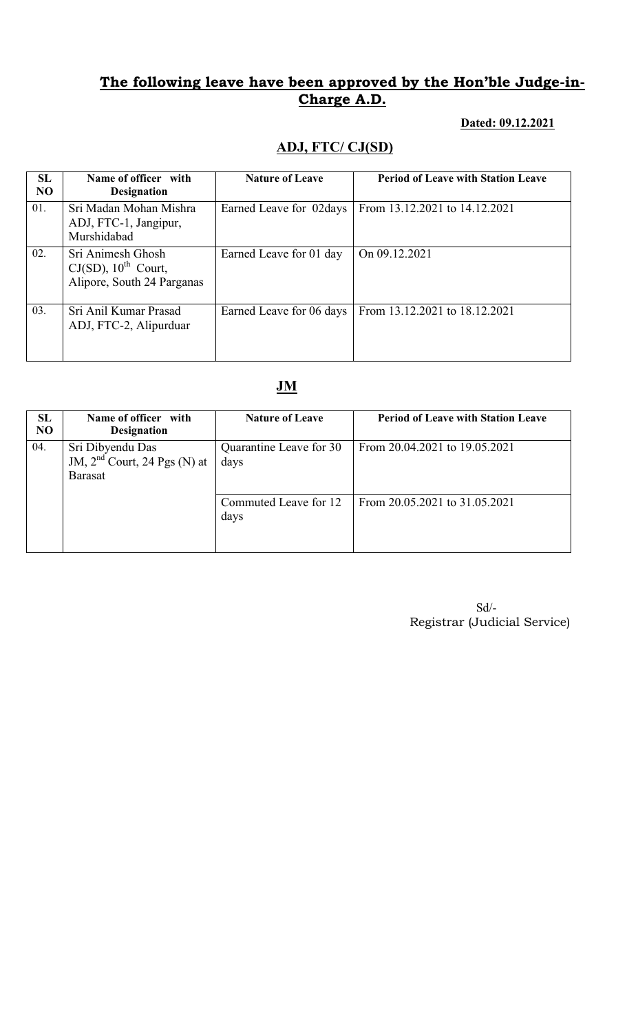## The following leave have been approved by the Hon'ble Judge-in-Charge A.D.

**Dated: 09.12.2021**

### ADJ, FTC/ CJ(SD)

| SL NO | Name of officer with Designation | Nature of Leave | Period of Leave with Station Leave |
|---|---|---|---|
| 01. | Sri Madan Mohan Mishra ADJ, FTC-1, Jangipur, Murshidabad | Earned Leave for 02days | From 13.12.2021 to 14.12.2021 |
| 02. | Sri Animesh Ghosh CJ(SD), 10th Court, Alipore, South 24 Parganas | Earned Leave for 01 day | On 09.12.2021 |
| 03. | Sri Anil Kumar Prasad ADJ, FTC-2, Alipurduar | Earned Leave for 06 days | From 13.12.2021 to 18.12.2021 |

### JM

| SL NO | Name of officer with Designation | Nature of Leave | Period of Leave with Station Leave |
|---|---|---|---|
| 04. | Sri Dibyendu Das JM, 2nd Court, 24 Pgs (N) at Barasat | Quarantine Leave for 30 days | From 20.04.2021 to 19.05.2021 |
| | | Commuted Leave for 12 days | From 20.05.2021 to 31.05.2021 |

Sd/-
Registrar (Judicial Service)